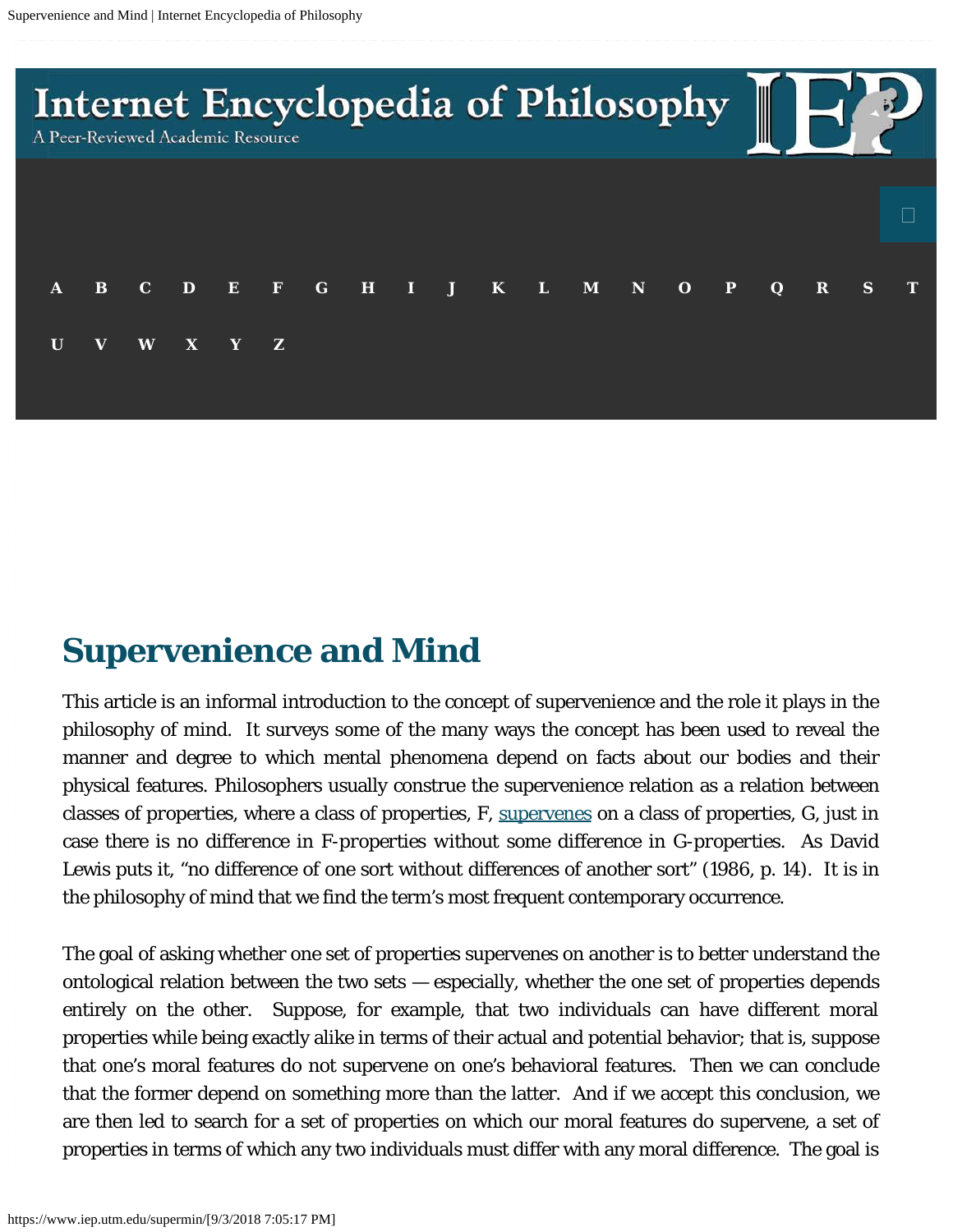# Supervenience and Mind

This article is an informal introduction to the concept of supervenience and the role it plays in the philosophy of mind. It surveys some of the many ways the concept has been used to reveal the manner and degree to which mental phenomena depend on facts about our bodies and their physical features. Philosophers usually construe the supervenience relation as a relation between classes of properties, where a class of properties, F, supervenes on a class of properties, G, just in case there is no difference in F-properties without some difference in G-properties. As David Lewis puts it, "no difference of one sort without differences of another sort" (1986, p. 14). It is in the philosophy of mind that we find the term's most frequent contemporary occurrence.

The goal of asking whether one set of properties supervenes on another is to better understand the ontological relation between the two sets — especially, whether the one set of properties depends entirely on the other. Suppose, for example, that two individuals can have different moral properties while being exactly alike in terms of their actual and potential behavior; that is, suppose that one's moral features do not supervene on one's behavioral features. Then we can conclude that the former depend on something more than the latter. And if we accept this conclusion, we are then led to search for a set of properties on which our moral features do supervene, a set of properties in terms of which any two individuals must differ with any moral difference. The goal is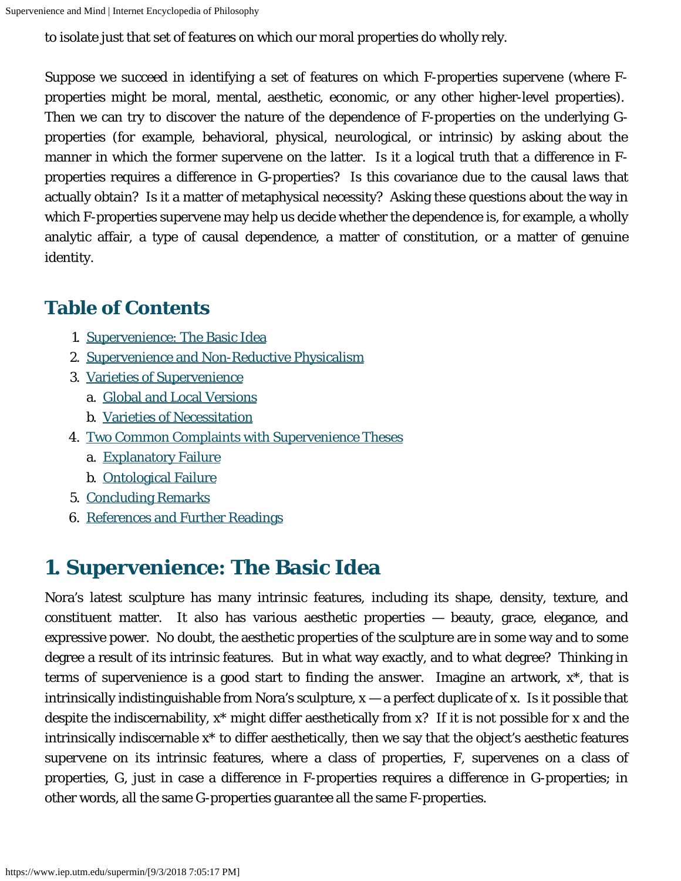to isolate just that set of features on which our moral properties do wholly rely.

Suppose we succeed in identifying a set of features on which F-properties supervene (where F-properties might be moral, mental, aesthetic, economic, or any other higher-level properties). Then we can try to discover the nature of the dependence of F-properties on the underlying G-properties (for example, behavioral, physical, neurological, or intrinsic) by asking about the manner in which the former supervene on the latter. Is it a logical truth that a difference in F-properties requires a difference in G-properties? Is this covariance due to the causal laws that actually obtain? Is it a matter of metaphysical necessity? Asking these questions about the way in which F-properties supervene may help us decide whether the dependence is, for example, a wholly analytic affair, a type of causal dependence, a matter of constitution, or a matter of genuine identity.

## Table of Contents

1. Supervenience: The Basic Idea
2. Supervenience and Non-Reductive Physicalism
3. Varieties of Supervenience
   a. Global and Local Versions
   b. Varieties of Necessitation
4. Two Common Complaints with Supervenience Theses
   a. Explanatory Failure
   b. Ontological Failure
5. Concluding Remarks
6. References and Further Readings

## 1. Supervenience: The Basic Idea

Nora's latest sculpture has many intrinsic features, including its shape, density, texture, and constituent matter. It also has various aesthetic properties — beauty, grace, elegance, and expressive power. No doubt, the aesthetic properties of the sculpture are in some way and to some degree a result of its intrinsic features. But in what way exactly, and to what degree? Thinking in terms of supervenience is a good start to finding the answer. Imagine an artwork, x*, that is intrinsically indistinguishable from Nora's sculpture, x — a perfect duplicate of x. Is it possible that despite the indiscernability, x* might differ aesthetically from x? If it is not possible for x and the intrinsically indiscernable x* to differ aesthetically, then we say that the object's aesthetic features supervene on its intrinsic features, where a class of properties, F, supervenes on a class of properties, G, just in case a difference in F-properties requires a difference in G-properties; in other words, all the same G-properties guarantee all the same F-properties.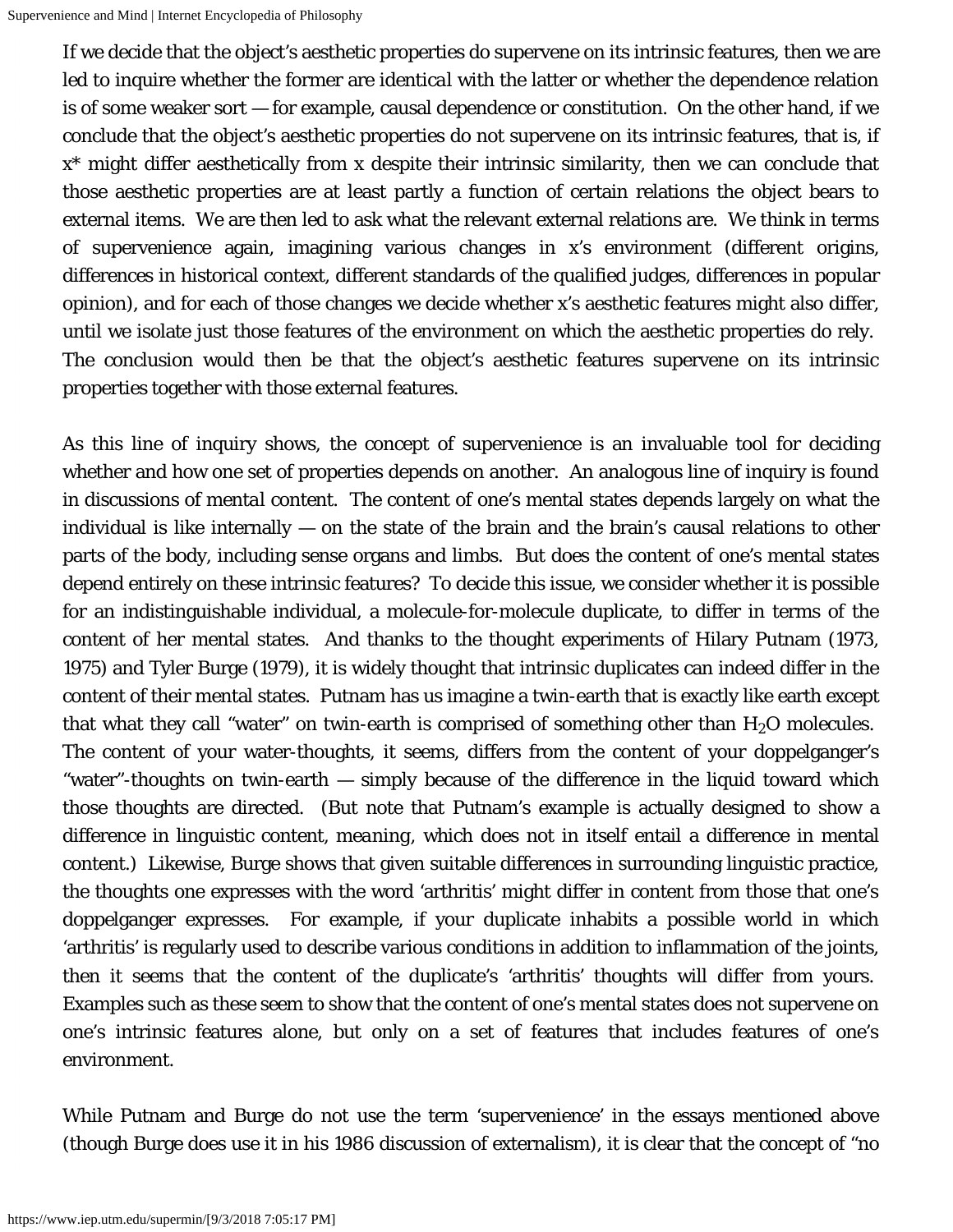If we decide that the object's aesthetic properties do supervene on its intrinsic features, then we are led to inquire whether the former are *identical* with the latter or whether the dependence relation is of some weaker sort — for example, causal dependence or constitution. On the other hand, if we conclude that the object's aesthetic properties do not supervene on its intrinsic features, that is, if x* might differ aesthetically from x despite their intrinsic similarity, then we can conclude that those aesthetic properties are at least partly a function of certain relations the object bears to external items. We are then led to ask what the relevant external relations are. We think in terms of supervenience again, imagining various changes in x's environment (different origins, differences in historical context, different standards of the qualified judges, differences in popular opinion), and for each of those changes we decide whether x's aesthetic features might also differ, until we isolate just those features of the environment on which the aesthetic properties do rely. The conclusion would then be that the object's aesthetic features supervene on its intrinsic properties together with those external features.

As this line of inquiry shows, the concept of supervenience is an invaluable tool for deciding whether and how one set of properties depends on another. An analogous line of inquiry is found in discussions of *mental content*. The content of one's mental states depends largely on what the individual is like internally — on the state of the brain and the brain's causal relations to other parts of the body, including sense organs and limbs. But does the content of one's mental states depend entirely on these intrinsic features? To decide this issue, we consider whether it is possible for an indistinguishable individual, a molecule-for-molecule duplicate, to differ in terms of the content of her mental states. And thanks to the thought experiments of Hilary Putnam (1973, 1975) and Tyler Burge (1979), it is widely thought that intrinsic duplicates can indeed differ in the content of their mental states. Putnam has us imagine a twin-earth that is exactly like earth except that what they call "water" on twin-earth is comprised of something other than $H_2O$ molecules. The content of your water-thoughts, it seems, differs from the content of your doppelganger's "water"-thoughts on twin-earth — simply because of the difference in the liquid toward which those thoughts are directed. (But note that Putnam's example is actually designed to show a difference in linguistic content, *meaning*, which does not in itself entail a difference in mental content.) Likewise, Burge shows that given suitable differences in surrounding linguistic practice, the thoughts one expresses with the word 'arthritis' might differ in content from those that one's doppelganger expresses. For example, if your duplicate inhabits a possible world in which 'arthritis' is regularly used to describe various conditions in addition to inflammation of the joints, then it seems that the content of the duplicate's 'arthritis' thoughts will differ from yours. Examples such as these seem to show that the content of one's mental states does not supervene on one's intrinsic features alone, but only on a set of features that includes features of one's environment.

While Putnam and Burge do not use the term 'supervenience' in the essays mentioned above (though Burge does use it in his 1986 discussion of externalism), it is clear that the concept of "no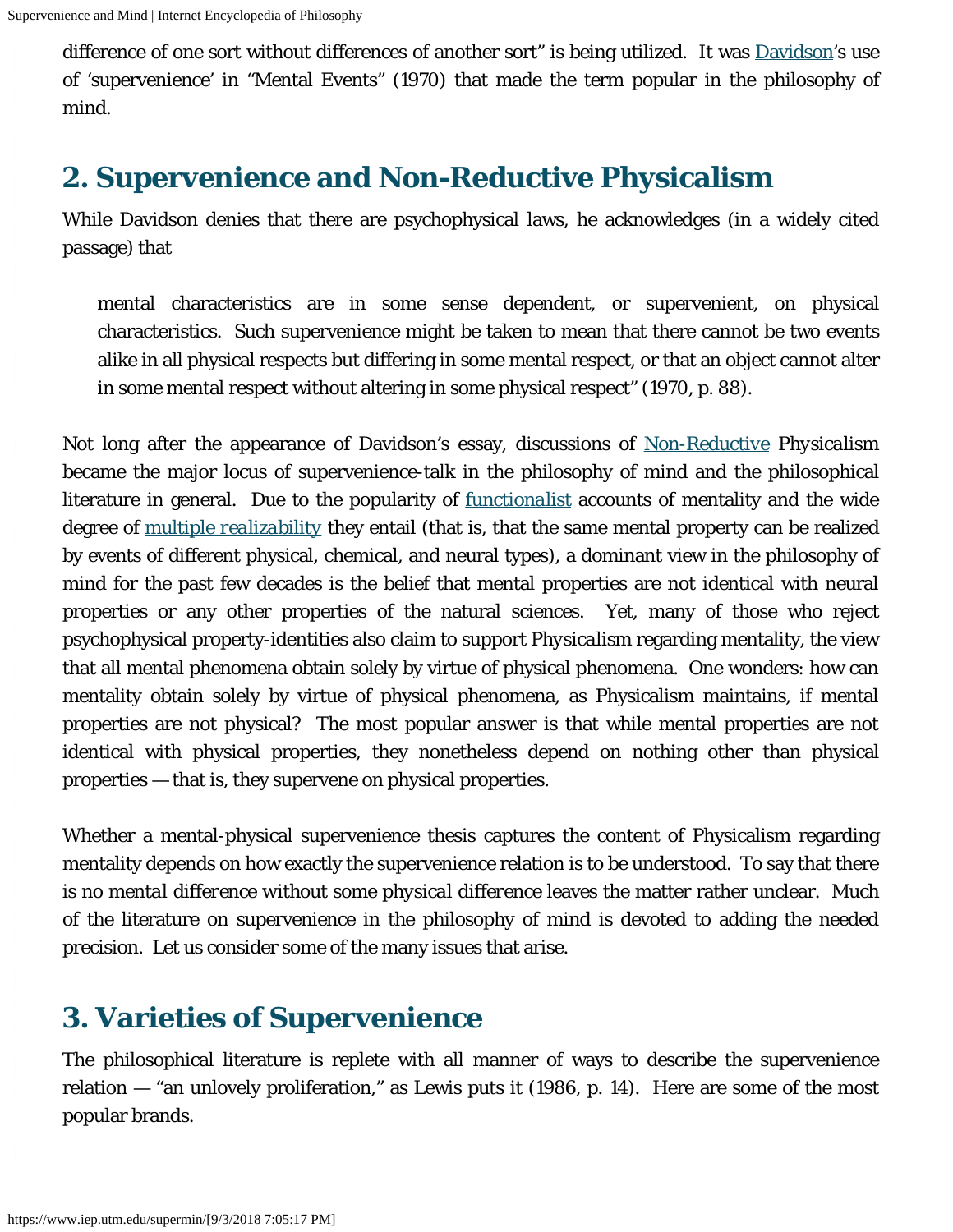difference of one sort without differences of another sort" is being utilized. It was Davidson's use of 'supervenience' in "Mental Events" (1970) that made the term popular in the philosophy of mind.

## 2. Supervenience and Non-Reductive Physicalism

While Davidson denies that there are psychophysical laws, he acknowledges (in a widely cited passage) that

> mental characteristics are in some sense dependent, or supervenient, on physical characteristics. Such supervenience might be taken to mean that there cannot be two events alike in all physical respects but differing in some mental respect, or that an object cannot alter in some mental respect without altering in some physical respect" (1970, p. 88).

Not long after the appearance of Davidson's essay, discussions of Non-Reductive Physicalism became the major locus of supervenience-talk in the philosophy of mind and the philosophical literature in general. Due to the popularity of functionalist accounts of mentality and the wide degree of multiple realizability they entail (that is, that the same mental property can be realized by events of different physical, chemical, and neural types), a dominant view in the philosophy of mind for the past few decades is the belief that mental properties are not identical with neural properties or any other properties of the natural sciences. Yet, many of those who reject psychophysical property-identities also claim to support *Physicalism* regarding mentality, the view that all mental phenomena obtain solely by virtue of physical phenomena. One wonders: how can mentality obtain solely by virtue of physical phenomena, as Physicalism maintains, if mental properties are not physical? The most popular answer is that while mental properties are not identical with physical properties, they nonetheless depend on nothing other than physical properties — that is, they supervene on physical properties.

Whether a mental-physical supervenience thesis captures the content of Physicalism regarding mentality depends on how exactly the supervenience relation is to be understood. To say that there is no mental difference without some physical difference leaves the matter rather unclear. Much of the literature on supervenience in the philosophy of mind is devoted to adding the needed precision. Let us consider some of the many issues that arise.

## 3. Varieties of Supervenience

The philosophical literature is replete with all manner of ways to describe the supervenience relation — "an unlovely proliferation," as Lewis puts it (1986, p. 14). Here are some of the most popular brands.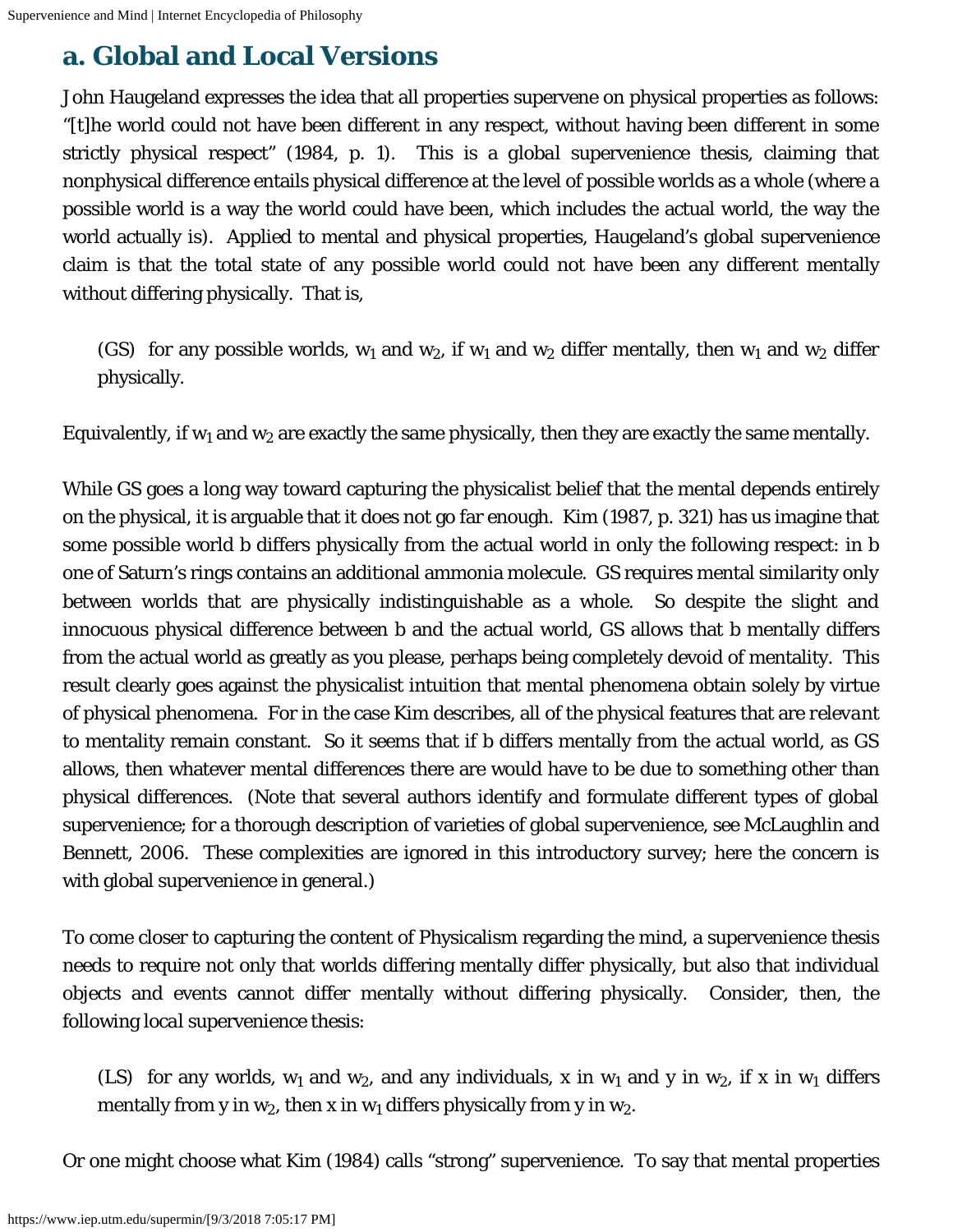## a. Global and Local Versions

John Haugeland expresses the idea that all properties supervene on physical properties as follows: "[t]he world could not have been different in any respect, without having been different in some strictly physical respect" (1984, p. 1). This is a global supervenience thesis, claiming that nonphysical difference entails physical difference at the level of possible worlds as a whole (where a possible world is a way the world could have been, which includes the actual world, the way the world actually is). Applied to mental and physical properties, Haugeland's global supervenience claim is that the total state of any possible world could not have been any different mentally without differing physically. That is,

> (GS) for any possible worlds, $w_1$ and $w_2$, if $w_1$ and $w_2$ differ mentally, then $w_1$ and $w_2$ differ physically.

Equivalently, if $w_1$ and $w_2$ are exactly the same physically, then they are exactly the same mentally.

While GS goes a long way toward capturing the physicalist belief that the mental depends entirely on the physical, it is arguable that it does not go far enough. Kim (1987, p. 321) has us imagine that some possible world b differs physically from the actual world in only the following respect: in b one of Saturn's rings contains an additional ammonia molecule. GS requires mental similarity only between worlds that are physically indistinguishable as a whole. So despite the slight and innocuous physical difference between b and the actual world, GS allows that b mentally differs from the actual world as greatly as you please, perhaps being completely devoid of mentality. This result clearly goes against the physicalist intuition that mental phenomena obtain solely by virtue of physical phenomena. For in the case Kim describes, all of the physical features that are *relevant* to mentality remain constant. So it seems that if b differs mentally from the actual world, as GS allows, then whatever mental differences there are would have to be due to something other than physical differences. (Note that several authors identify and formulate different types of global supervenience; for a thorough description of varieties of global supervenience, see McLaughlin and Bennett, 2006. These complexities are ignored in this introductory survey; here the concern is with global supervenience in general.)

To come closer to capturing the content of Physicalism regarding the mind, a supervenience thesis needs to require not only that worlds differing mentally differ physically, but also that individual objects and events cannot differ mentally without differing physically. Consider, then, the following *local* supervenience thesis:

> (LS) for any worlds, $w_1$ and $w_2$, and any individuals, x in $w_1$ and y in $w_2$, if x in $w_1$ differs mentally from y in $w_2$, then x in $w_1$ differs physically from y in $w_2$.

Or one might choose what Kim (1984) calls "strong" supervenience. To say that mental properties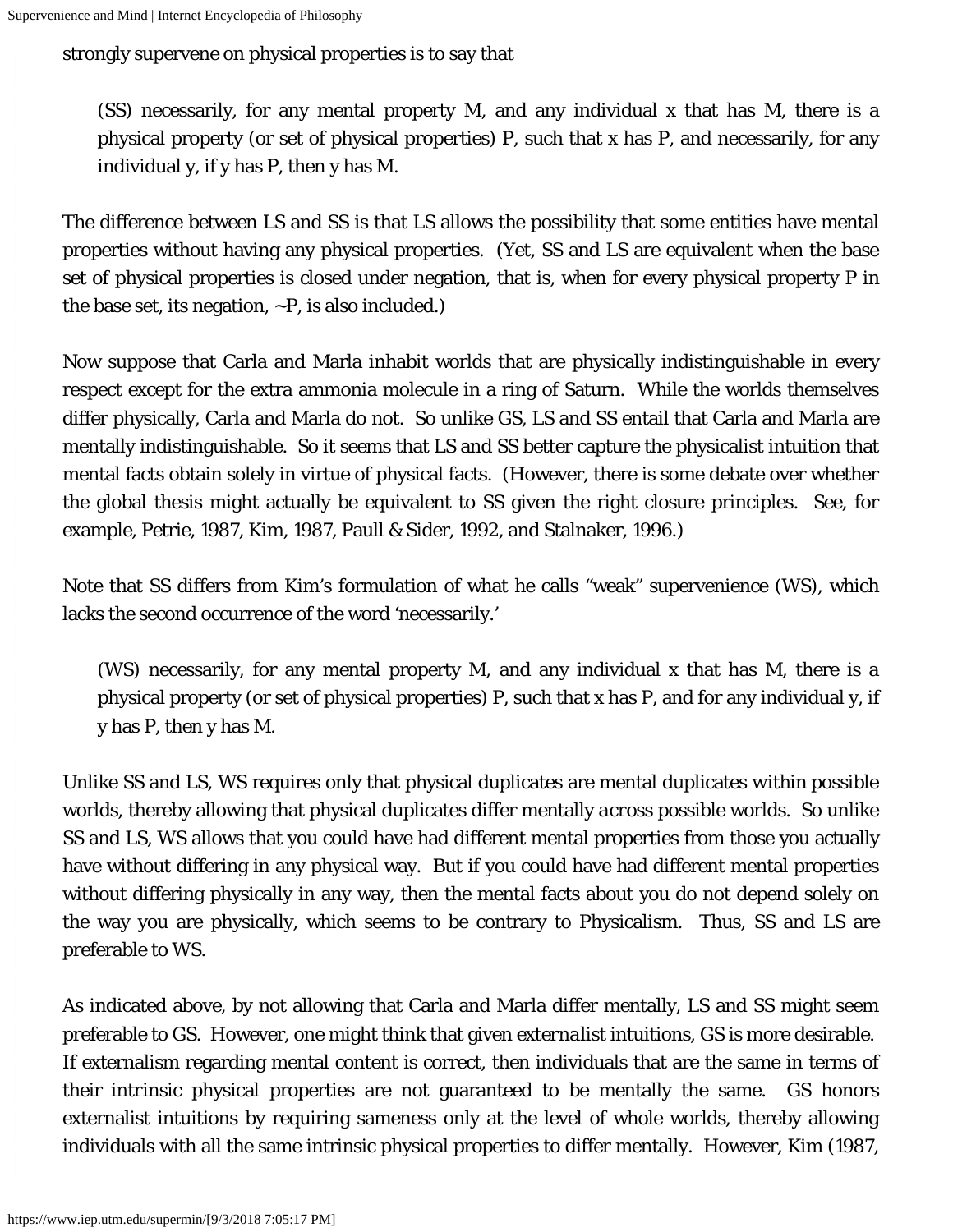strongly supervene on physical properties is to say that

> (SS) necessarily, for any mental property M, and any individual x that has M, there is a physical property (or set of physical properties) P, such that x has P, and necessarily, for any individual y, if y has P, then y has M.

The difference between LS and SS is that LS allows the possibility that some entities have mental properties without having any physical properties. (Yet, SS and LS are equivalent when the base set of physical properties is closed under negation, that is, when for every physical property P in the base set, its negation, ~P, is also included.)

Now suppose that Carla and Marla inhabit worlds that are physically indistinguishable in every respect except for the extra ammonia molecule in a ring of Saturn. While the worlds themselves differ physically, Carla and Marla do not. So unlike GS, LS and SS entail that Carla and Marla are mentally indistinguishable. So it seems that LS and SS better capture the physicalist intuition that mental facts obtain solely in virtue of physical facts. (However, there is some debate over whether the global thesis might actually be equivalent to SS given the right closure principles. See, for example, Petrie, 1987, Kim, 1987, Paull & Sider, 1992, and Stalnaker, 1996.)

Note that SS differs from Kim's formulation of what he calls "weak" supervenience (WS), which lacks the second occurrence of the word 'necessarily.'

> (WS) necessarily, for any mental property M, and any individual x that has M, there is a physical property (or set of physical properties) P, such that x has P, and for any individual y, if y has P, then y has M.

Unlike SS and LS, WS requires only that physical duplicates are mental duplicates within possible worlds, thereby allowing that physical duplicates differ mentally *across* possible worlds. So unlike SS and LS, WS allows that you could have had different mental properties from those you actually have without differing in any physical way. But if you could have had different mental properties without differing physically in any way, then the mental facts about you do not depend solely on the way you are physically, which seems to be contrary to Physicalism. Thus, SS and LS are preferable to WS.

As indicated above, by not allowing that Carla and Marla differ mentally, LS and SS might seem preferable to GS. However, one might think that given externalist intuitions, GS is more desirable. If externalism regarding mental content is correct, then individuals that are the same in terms of their intrinsic physical properties are not guaranteed to be mentally the same. GS honors externalist intuitions by requiring sameness only at the level of whole worlds, thereby allowing individuals with all the same intrinsic physical properties to differ mentally. However, Kim (1987,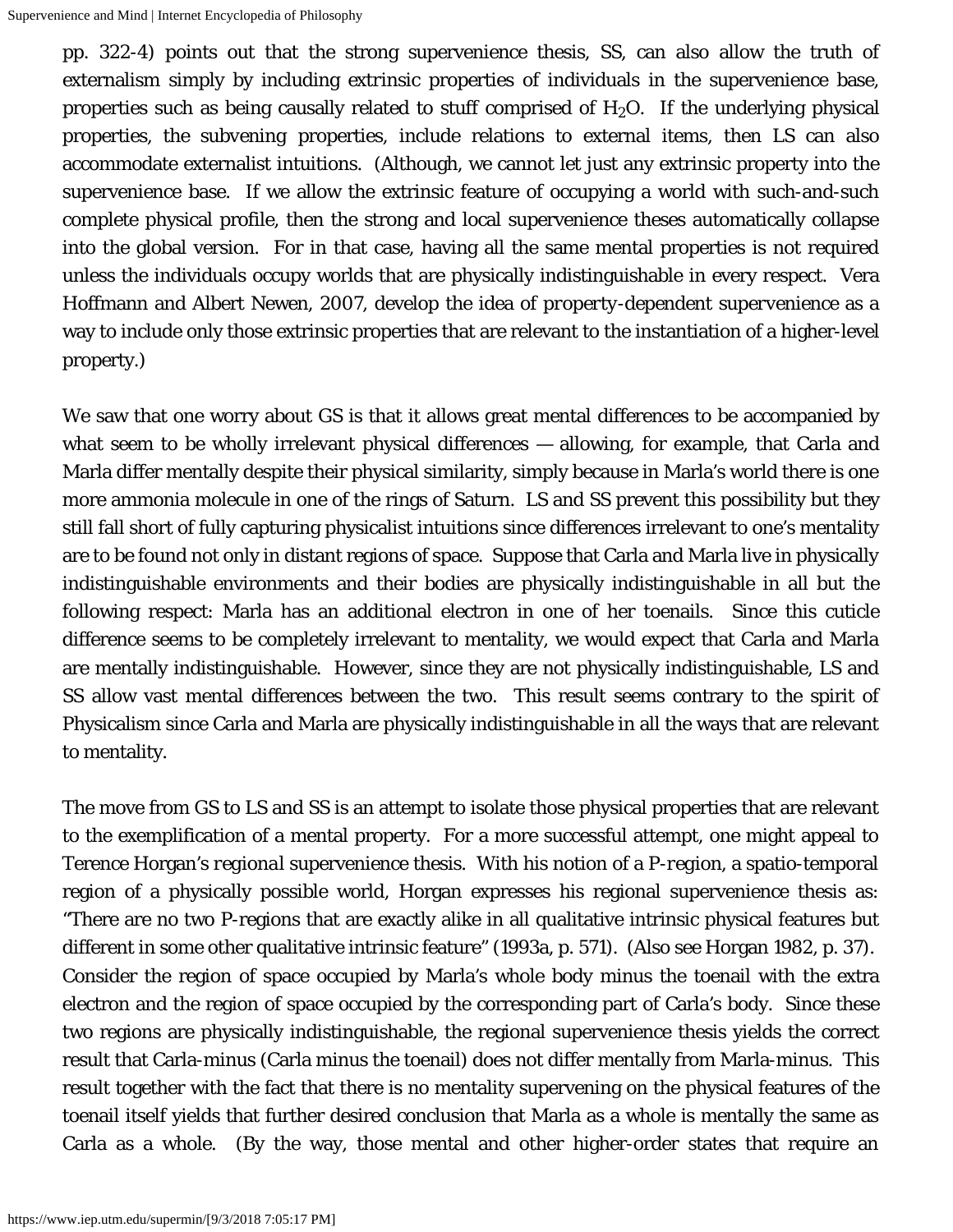pp. 322-4) points out that the strong supervenience thesis, SS, can also allow the truth of externalism simply by including extrinsic properties of individuals in the supervenience base, properties such as being causally related to stuff comprised of $H_2O$. If the underlying physical properties, the subvening properties, include relations to external items, then LS can also accommodate externalist intuitions. (Although, we cannot let just any extrinsic property into the supervenience base. If we allow the extrinsic feature of occupying a world with such-and-such complete physical profile, then the strong and local supervenience theses automatically collapse into the global version. For in that case, having all the same mental properties is not required unless the individuals occupy worlds that are physically indistinguishable in every respect. Vera Hoffmann and Albert Newen, 2007, develop the idea of *property-dependent supervenience* as a way to include only those extrinsic properties that are relevant to the instantiation of a higher-level property.)

We saw that one worry about GS is that it allows great mental differences to be accompanied by what seem to be wholly irrelevant physical differences — allowing, for example, that Carla and Marla differ mentally despite their physical similarity, simply because in Marla's world there is one more ammonia molecule in one of the rings of Saturn. LS and SS prevent this possibility but they still fall short of fully capturing physicalist intuitions since differences irrelevant to one's mentality are to be found not only in distant regions of space. Suppose that Carla and Marla live in physically indistinguishable environments and their bodies are physically indistinguishable in all but the following respect: Marla has an additional electron in one of her toenails. Since this cuticle difference seems to be completely irrelevant to mentality, we would expect that Carla and Marla are mentally indistinguishable. However, since they are not physically indistinguishable, LS and SS allow vast mental differences between the two. This result seems contrary to the spirit of Physicalism since Carla and Marla are physically indistinguishable in all the ways that are relevant to mentality.

The move from GS to LS and SS is an attempt to isolate those physical properties that are relevant to the exemplification of a mental property. For a more successful attempt, one might appeal to Terence Horgan's *regional* supervenience thesis. With his notion of a *P-region*, a spatio-temporal region of a physically possible world, Horgan expresses his regional supervenience thesis as: "There are no two P-regions that are exactly alike in all qualitative intrinsic physical features but different in some other qualitative intrinsic feature" (1993a, p. 571). (Also see Horgan 1982, p. 37). Consider the region of space occupied by Marla's whole body minus the toenail with the extra electron and the region of space occupied by the corresponding part of Carla's body. Since these two regions are physically indistinguishable, the regional supervenience thesis yields the correct result that Carla-minus (Carla minus the toenail) does not differ mentally from Marla-minus. This result together with the fact that there is no mentality supervening on the physical features of the toenail itself yields that further desired conclusion that Marla as a whole is mentally the same as Carla as a whole. (By the way, those mental and other higher-order states that require an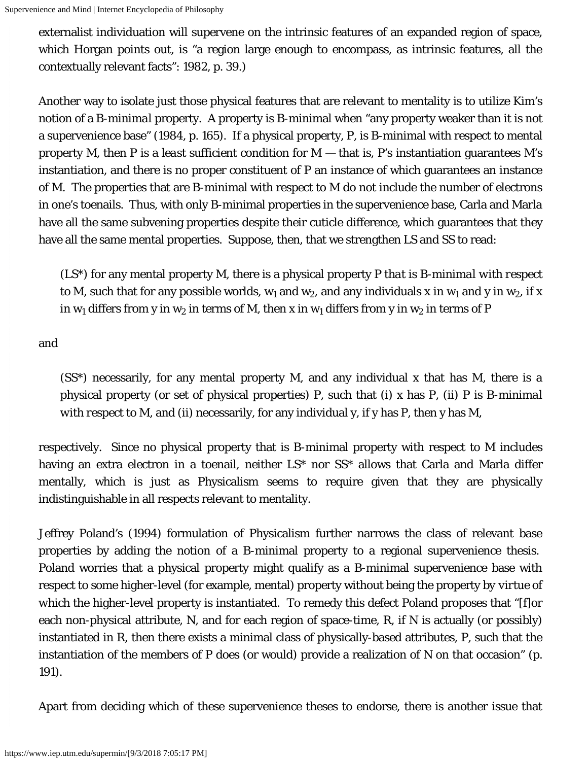externalist individuation will supervene on the intrinsic features of an expanded region of space, which Horgan points out, is "a region large enough to encompass, as intrinsic features, all the contextually relevant facts": 1982, p. 39.)

Another way to isolate just those physical features that are relevant to mentality is to utilize Kim's notion of a *B-minimal* property. A property is B-minimal when "any property weaker than it is not a supervenience base" (1984, p. 165). If a physical property, P, is B-minimal with respect to mental property M, then P is a *least* sufficient condition for M — that is, P's instantiation guarantees M's instantiation, and there is no proper constituent of P an instance of which guarantees an instance of M. The properties that are B-minimal with respect to M do not include the number of electrons in one's toenails. Thus, with only B-minimal properties in the supervenience base, Carla and Marla have all the same subvening properties despite their cuticle difference, which guarantees that they have all the same mental properties. Suppose, then, that we strengthen LS and SS to read:

> (LS*) for any mental property M, there is a physical property P *that is B-minimal with respect to M*, such that for any possible worlds, $w_1$ and $w_2$, and any individuals x in $w_1$ and y in $w_2$, if x in $w_1$ differs from y in $w_2$ in terms of M, then x in $w_1$ differs from y in $w_2$ in terms of P

and

> (SS*) necessarily, for any mental property M, and any individual x that has M, there is a physical property (or set of physical properties) P, such that (i) x has P, (ii) *P is B-minimal with respect to M*, and (ii) necessarily, for any individual y, if y has P, then y has M,

respectively. Since no physical property that is B-minimal property with respect to M includes having an extra electron in a toenail, neither LS* nor SS* allows that Carla and Marla differ mentally, which is just as Physicalism seems to require given that they are physically indistinguishable in all respects relevant to mentality.

Jeffrey Poland's (1994) formulation of Physicalism further narrows the class of relevant base properties by adding the notion of a B-minimal property to a regional supervenience thesis. Poland worries that a physical property might qualify as a B-minimal supervenience base with respect to some higher-level (for example, mental) property without being the property by *virtue* of which the higher-level property is instantiated. To remedy this defect Poland proposes that "[f]or each non-physical attribute, N, and for each region of space-time, R, if N is actually (or possibly) instantiated in R, then there exists a minimal class of physically-based attributes, P, such that the instantiation of the members of P does (or would) provide a realization of N on that occasion" (p. 191).

Apart from deciding which of these supervenience theses to endorse, there is another issue that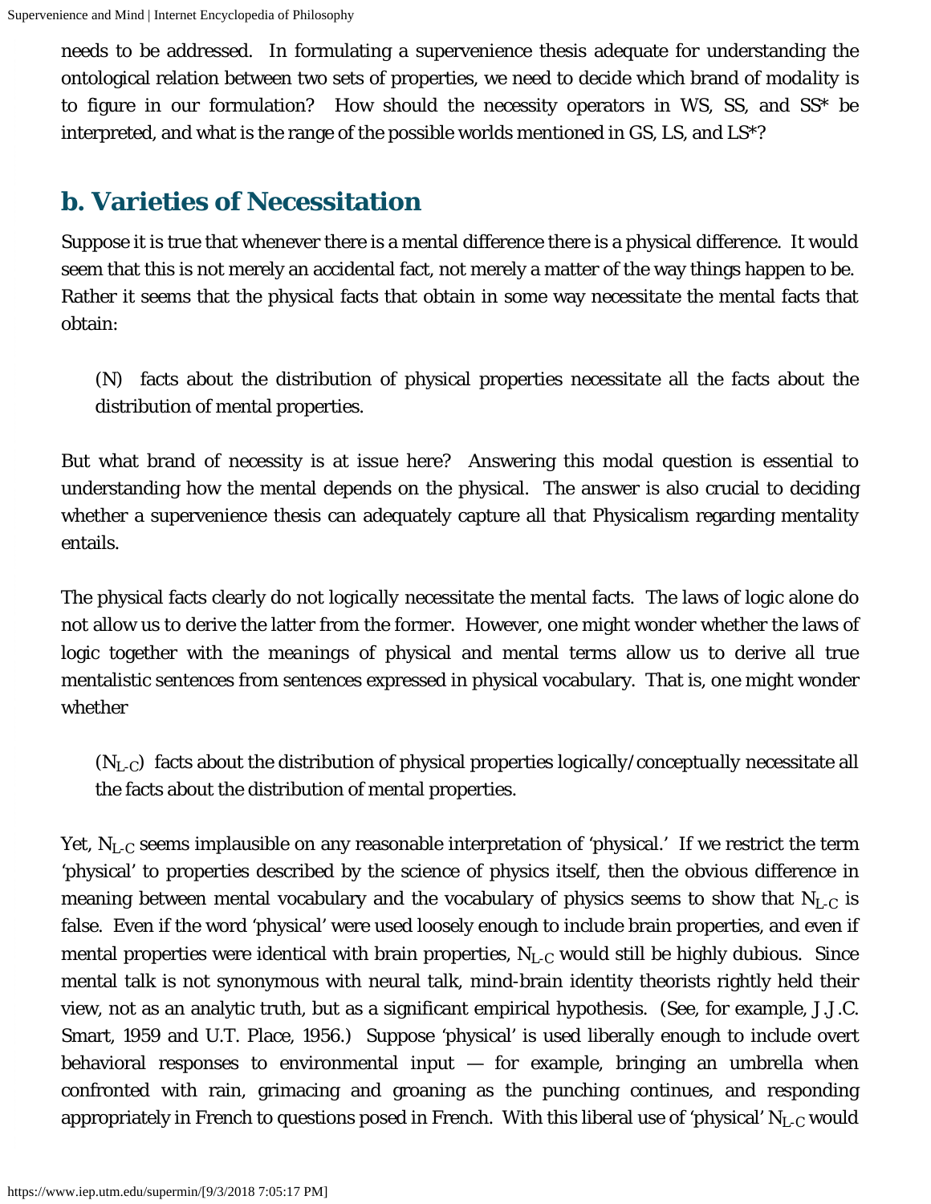needs to be addressed. In formulating a supervenience thesis adequate for understanding the ontological relation between two sets of properties, we need to decide which brand of modality is to figure in our formulation? How should the necessity operators in WS, SS, and SS* be interpreted, and what is the range of the possible worlds mentioned in GS, LS, and LS*?

## b. Varieties of Necessitation

Suppose it is true that whenever there is a mental difference there is a physical difference. It would seem that this is not merely an accidental fact, not merely a matter of the way things happen to be. Rather it seems that the physical facts that obtain in some way *necessitate* the mental facts that obtain:

> (N) facts about the distribution of physical properties *necessitate* all the facts about the distribution of mental properties.

But what brand of necessity is at issue here? Answering this modal question is essential to understanding how the mental depends on the physical. The answer is also crucial to deciding whether a supervenience thesis can adequately capture all that Physicalism regarding mentality entails.

The physical facts clearly do not *logically* necessitate the mental facts. The laws of logic alone do not allow us to derive the latter from the former. However, one might wonder whether the laws of logic together with the meanings of physical and mental terms allow us to derive all true mentalistic sentences from sentences expressed in physical vocabulary. That is, one might wonder whether

> ($N_{L\text{-}C}$) facts about the distribution of physical properties *logically/conceptually* necessitate all the facts about the distribution of mental properties.

Yet, $N_{L\text{-}C}$ seems implausible on any reasonable interpretation of 'physical.' If we restrict the term 'physical' to properties described by the science of physics itself, then the obvious difference in meaning between mental vocabulary and the vocabulary of physics seems to show that $N_{L\text{-}C}$ is false. Even if the word 'physical' were used loosely enough to include brain properties, and even if mental properties were identical with brain properties, $N_{L\text{-}C}$ would still be highly dubious. Since mental talk is not synonymous with neural talk, mind-brain identity theorists rightly held their view, not as an analytic truth, but as a significant empirical hypothesis. (See, for example, J.J.C. Smart, 1959 and U.T. Place, 1956.) Suppose 'physical' is used liberally enough to include overt behavioral responses to environmental input — for example, bringing an umbrella when confronted with rain, grimacing and groaning as the punching continues, and responding appropriately in French to questions posed in French. With this liberal use of 'physical' $N_{L\text{-}C}$ would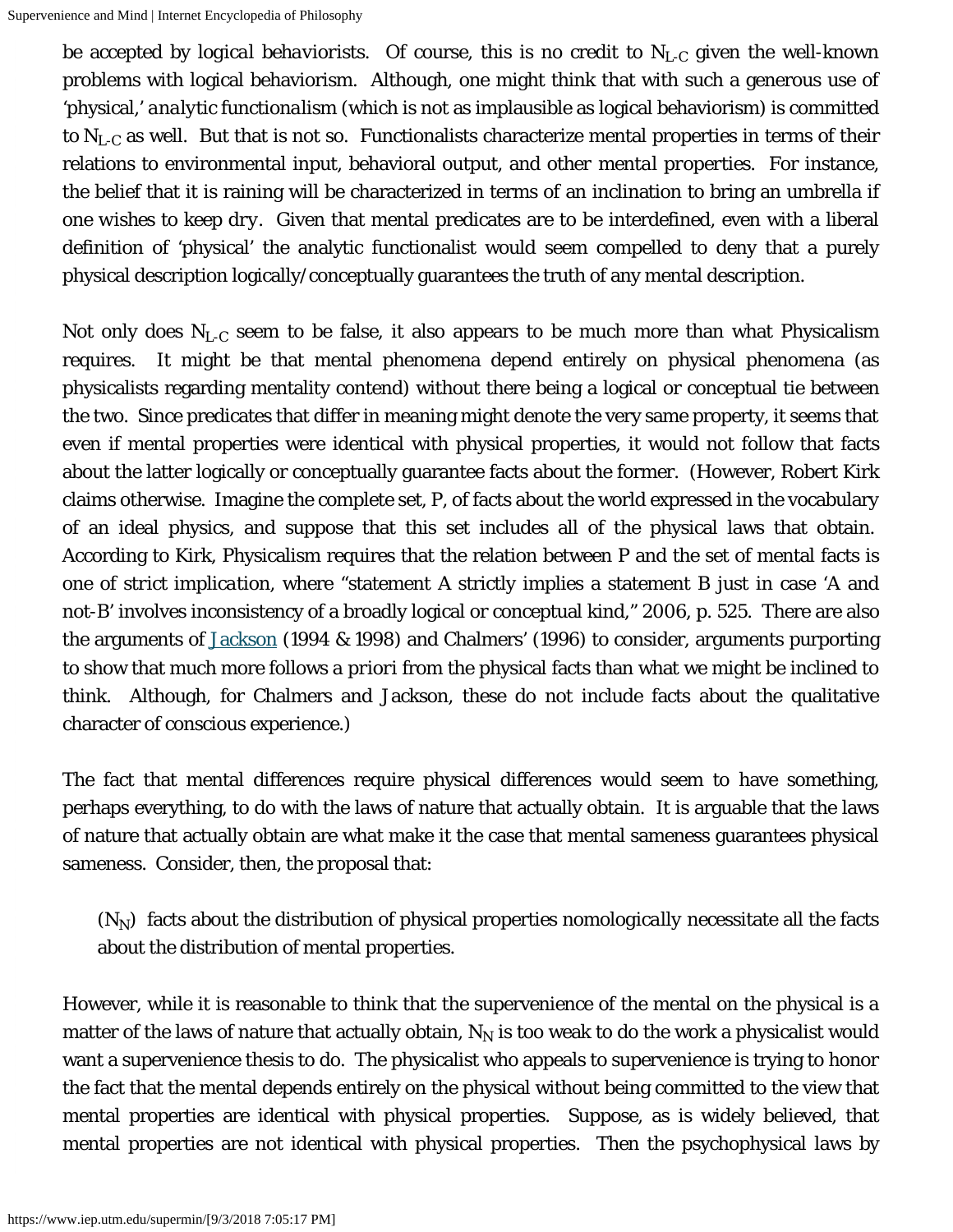be accepted by logical behaviorists. Of course, this is no credit to $N_{L\text{-}C}$ given the well-known problems with logical behaviorism. Although, one might think that with such a generous use of 'physical,' *analytic functionalism* (which is not as implausible as logical behaviorism) is committed to $N_{L\text{-}C}$ as well. But that is not so. Functionalists characterize mental properties in terms of their relations to environmental input, behavioral output, and *other mental properties*. For instance, the belief that it is raining will be characterized in terms of an inclination to bring an umbrella if one *wishes* to keep dry. Given that mental predicates are to be interdefined, even with a liberal definition of 'physical' the analytic functionalist would seem compelled to deny that a purely physical description logically/conceptually guarantees the truth of any mental description.

Not only does $N_{L\text{-}C}$ seem to be false, it also appears to be much more than what Physicalism requires. It might be that mental phenomena depend entirely on physical phenomena (as physicalists regarding mentality contend) without there being a logical or conceptual tie between the two. Since predicates that differ in meaning might denote the very same property, it seems that even if mental properties were identical with physical properties, it would not follow that facts about the latter logically or conceptually guarantee facts about the former. (However, Robert Kirk claims otherwise. Imagine the complete set, P, of facts about the world expressed in the vocabulary of an ideal physics, and suppose that this set includes all of the physical laws that obtain. According to Kirk, Physicalism requires that the relation between P and the set of mental facts is one of *strict implication*, where "statement A strictly implies a statement B just in case 'A and not-B' involves inconsistency of a broadly logical or conceptual kind," 2006, p. 525. There are also the arguments of Jackson (1994 & 1998) and Chalmers' (1996) to consider, arguments purporting to show that much more follows *a priori* from the physical facts than what we might be inclined to think. Although, for Chalmers and Jackson, these do not include facts about the qualitative character of conscious experience.)

The fact that mental differences require physical differences would seem to have something, perhaps everything, to do with the laws of nature that actually obtain. It is arguable that the laws of nature that actually obtain are what make it the case that mental sameness guarantees physical sameness. Consider, then, the proposal that:

> ($N_N$) facts about the distribution of physical properties *nomologically* necessitate all the facts about the distribution of mental properties.

However, while it is reasonable to think that the supervenience of the mental on the physical is a matter of the laws of nature that actually obtain, $N_N$ is too weak to do the work a physicalist would want a supervenience thesis to do. The physicalist who appeals to supervenience is trying to honor the fact that the mental depends entirely on the physical without being committed to the view that mental properties are identical with physical properties. Suppose, as is widely believed, that mental properties are not identical with physical properties. Then the psychophysical laws by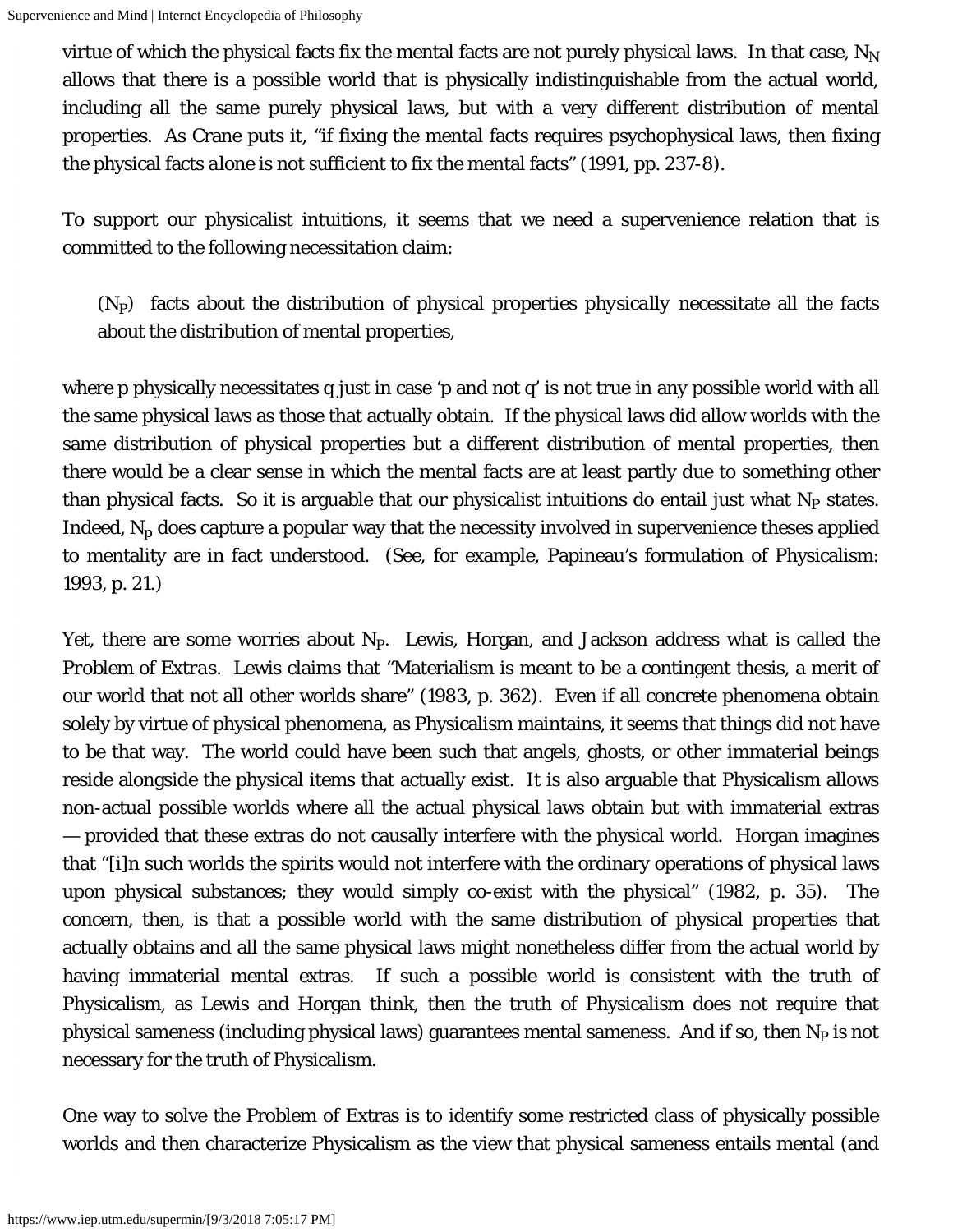virtue of which the physical facts fix the mental facts are not purely physical laws. In that case, $N_N$ allows that there is a possible world that is physically indistinguishable from the actual world, including all the same purely physical laws, but with a very different distribution of mental properties. As Crane puts it, "if fixing the mental facts requires psychophysical laws, then fixing the physical facts *alone* is not sufficient to fix the mental facts" (1991, pp. 237-8).

To support our physicalist intuitions, it seems that we need a supervenience relation that is committed to the following necessitation claim:

> ($N_P$) facts about the distribution of physical properties *physically* necessitate all the facts about the distribution of mental properties,

where p physically necessitates q just in case 'p and not q' is not true in any possible world with all the same physical laws as those that actually obtain. If the physical laws did allow worlds with the same distribution of physical properties but a different distribution of mental properties, then there would be a clear sense in which the mental facts are at least partly due to something other than physical facts. So it is arguable that our physicalist intuitions do entail just what $N_P$ states. Indeed, $N_p$ does capture a popular way that the necessity involved in supervenience theses applied to mentality are in fact understood. (See, for example, Papineau's formulation of Physicalism: 1993, p. 21.)

Yet, there are some worries about $N_P$. Lewis, Horgan, and Jackson address what is called the *Problem of Extras*. Lewis claims that "Materialism is meant to be a contingent thesis, a merit of our world that not all other worlds share" (1983, p. 362). Even if all concrete phenomena obtain solely by virtue of physical phenomena, as Physicalism maintains, it seems that things did not have to be that way. The world could have been such that angels, ghosts, or other immaterial beings reside alongside the physical items that actually exist. It is also arguable that Physicalism allows non-actual possible worlds where all the actual physical laws obtain but with immaterial extras — provided that these extras do not causally interfere with the physical world. Horgan imagines that "[i]n such worlds the spirits would not interfere with the ordinary operations of physical laws upon physical substances; they would simply co-exist with the physical" (1982, p. 35). The concern, then, is that a possible world with the same distribution of physical properties that actually obtains and all the same physical laws might nonetheless differ from the actual world by having immaterial mental extras. If such a possible world is consistent with the truth of Physicalism, as Lewis and Horgan think, then the truth of Physicalism does not require that physical sameness (including physical laws) guarantees mental sameness. And if so, then $N_P$ is not necessary for the truth of Physicalism.

One way to solve the Problem of Extras is to identify some restricted class of physically possible worlds and then characterize Physicalism as the view that physical sameness entails mental (and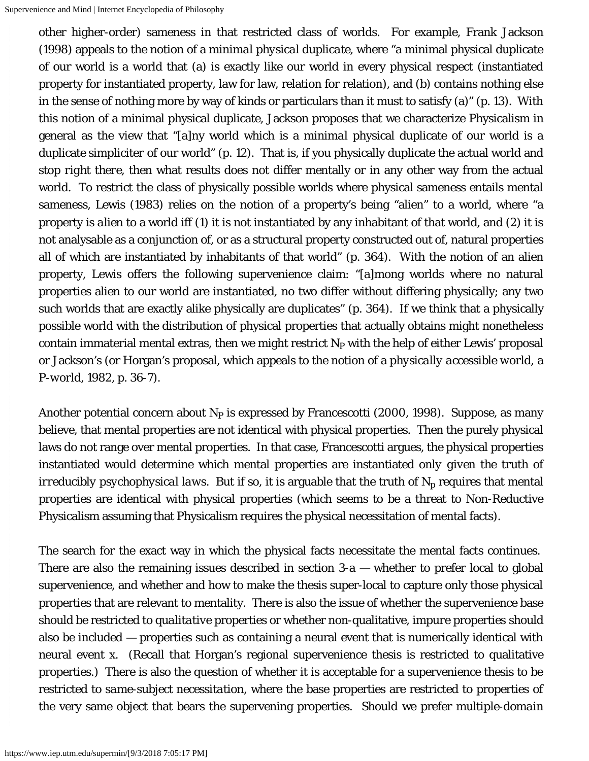other higher-order) sameness in that restricted class of worlds. For example, Frank Jackson (1998) appeals to the notion of a *minimal physical duplicate*, where "a minimal physical duplicate of our world is a world that (a) is exactly like our world in every physical respect (instantiated property for instantiated property, law for law, relation for relation), and (b) contains nothing else in the sense of nothing more by way of kinds or particulars than it must to satisfy (a)" (p. 13). With this notion of a minimal physical duplicate, Jackson proposes that we characterize Physicalism in general as the view that "[a]ny world which is a minimal physical duplicate of our world is a duplicate simpliciter of our world" (p. 12). That is, if you physically duplicate the actual world and stop right there, then what results does not differ mentally or in any other way from the actual world. To restrict the class of physically possible worlds where physical sameness entails mental sameness, Lewis (1983) relies on the notion of a property's being "alien" to a world, where "a property is *alien* to a world iff (1) it is not instantiated by any inhabitant of that world, and (2) it is not analysable as a conjunction of, or as a structural property constructed out of, natural properties all of which are instantiated by inhabitants of that world" (p. 364). With the notion of an alien property, Lewis offers the following supervenience claim: "[a]mong worlds where no natural properties alien to our world are instantiated, no two differ without differing physically; any two such worlds that are exactly alike physically are duplicates" (p. 364). If we think that a physically possible world with the distribution of physical properties that actually obtains might nonetheless contain immaterial mental extras, then we might restrict $N_P$ with the help of either Lewis' proposal or Jackson's (or Horgan's proposal, which appeals to the notion of a *physically accessible world*, a P-world, 1982, p. 36-7).

Another potential concern about $N_P$ is expressed by Francescotti (2000, 1998). Suppose, as many believe, that mental properties are not identical with physical properties. Then the purely physical laws do not range over mental properties. In that case, Francescotti argues, the physical properties instantiated would determine which mental properties are instantiated only given the truth of *irreducibly psychophysical laws*. But if so, it is arguable that the truth of $N_p$ requires that mental properties are identical with physical properties (which seems to be a threat to Non-Reductive Physicalism assuming that Physicalism requires the physical necessitation of mental facts).

The search for the exact way in which the physical facts necessitate the mental facts continues. There are also the remaining issues described in section 3-a — whether to prefer local to global supervenience, and whether and how to make the thesis super-local to capture only those physical properties that are relevant to mentality. There is also the issue of whether the supervenience base should be restricted to *qualitative* properties or whether non-qualitative, *impure* properties should also be included — properties such as containing a neural event that is numerically identical with neural event x. (Recall that Horgan's regional supervenience thesis is restricted to qualitative properties.) There is also the question of whether it is acceptable for a supervenience thesis to be restricted to *same-subject necessitation*, where the base properties are restricted to properties of the very same object that bears the supervening properties. Should we prefer *multiple-domain*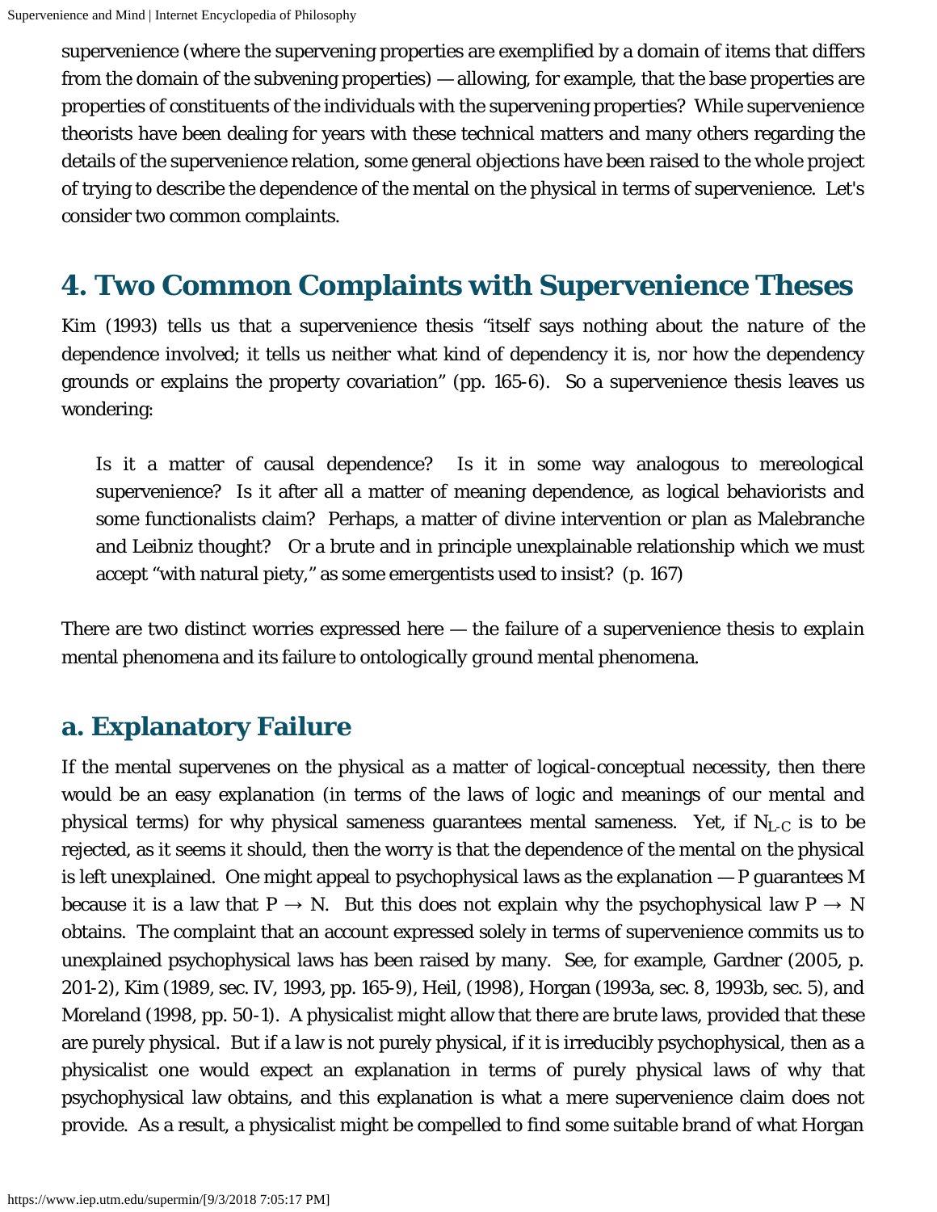supervenience (where the supervening properties are exemplified by a domain of items that differs from the domain of the subvening properties) — allowing, for example, that the base properties are properties of constituents of the individuals with the supervening properties? While supervenience theorists have been dealing for years with these technical matters and many others regarding the details of the supervenience relation, some general objections have been raised to the whole project of trying to describe the dependence of the mental on the physical in terms of supervenience. Let's consider two common complaints.

## 4. Two Common Complaints with Supervenience Theses

Kim (1993) tells us that a supervenience thesis "itself says nothing about the *nature* of the dependence involved; it tells us neither what kind of dependency it is, nor how the dependency grounds or explains the property covariation" (pp. 165-6). So a supervenience thesis leaves us wondering:

> Is it a matter of causal dependence? Is it in some way analogous to mereological supervenience? Is it after all a matter of meaning dependence, as logical behaviorists and some functionalists claim? Perhaps, a matter of divine intervention or plan as Malebranche and Leibniz thought? Or a brute and in principle unexplainable relationship which we must accept "with natural piety," as some emergentists used to insist? (p. 167)

There are two distinct worries expressed here — the failure of a supervenience thesis to *explain* mental phenomena and its failure to *ontologically ground* mental phenomena.

### a. Explanatory Failure

If the mental supervenes on the physical as a matter of logical-conceptual necessity, then there would be an easy explanation (in terms of the laws of logic and meanings of our mental and physical terms) for why physical sameness guarantees mental sameness. Yet, if $N_{L\text{-}C}$ is to be rejected, as it seems it should, then the worry is that the dependence of the mental on the physical is left unexplained. One might appeal to psychophysical laws as the explanation — P guarantees M because it is a law that $P \rightarrow N$. But this does not explain why the psychophysical law $P \rightarrow N$ obtains. The complaint that an account expressed solely in terms of supervenience commits us to unexplained psychophysical laws has been raised by many. See, for example, Gardner (2005, p. 201-2), Kim (1989, sec. IV, 1993, pp. 165-9), Heil, (1998), Horgan (1993a, sec. 8, 1993b, sec. 5), and Moreland (1998, pp. 50-1). A physicalist might allow that there are brute laws, provided that these are purely physical. But if a law is not purely physical, if it is irreducibly psychophysical, then as a physicalist one would expect an explanation in terms of purely physical laws of why that psychophysical law obtains, and this explanation is what a mere supervenience claim does not provide. As a result, a physicalist might be compelled to find some suitable brand of what Horgan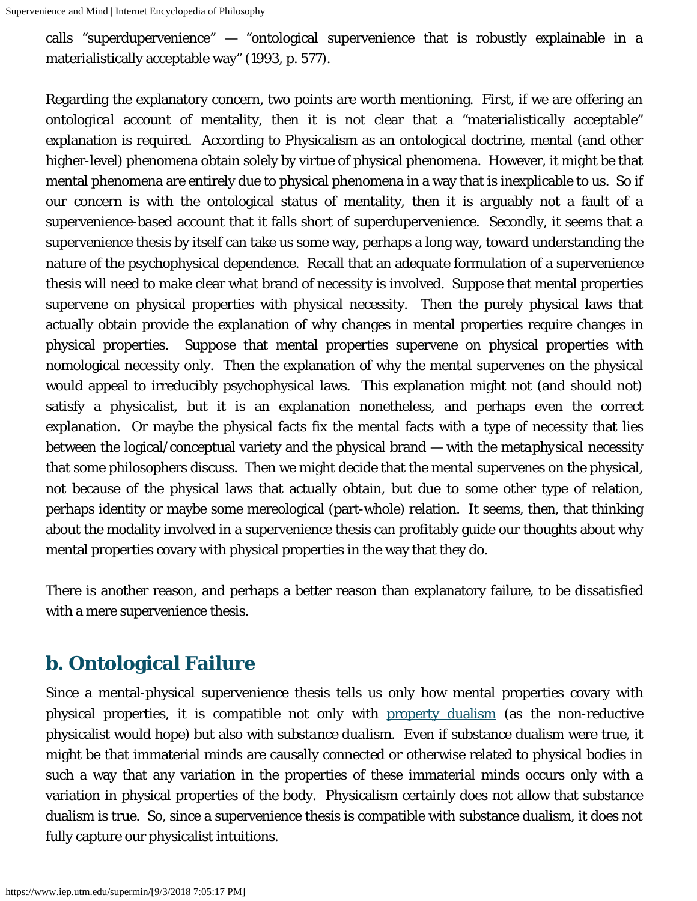calls "superdupervenience" — "ontological supervenience that is robustly explainable in a materialistically acceptable way" (1993, p. 577).

Regarding the explanatory concern, two points are worth mentioning. First, if we are offering an ontological account of mentality, then it is not clear that a "materialistically acceptable" explanation is required. According to Physicalism as an ontological doctrine, mental (and other higher-level) phenomena obtain solely by virtue of physical phenomena. However, it might be that mental phenomena are entirely due to physical phenomena in a way that is inexplicable to us. So if our concern is with the ontological status of mentality, then it is arguably not a fault of a supervenience-based account that it falls short of superdupervenience. Secondly, it seems that a supervenience thesis by itself can take us some way, perhaps a long way, toward understanding the nature of the psychophysical dependence. Recall that an adequate formulation of a supervenience thesis will need to make clear what brand of necessity is involved. Suppose that mental properties supervene on physical properties with physical necessity. Then the purely physical laws that actually obtain provide the explanation of why changes in mental properties require changes in physical properties. Suppose that mental properties supervene on physical properties with nomological necessity only. Then the explanation of why the mental supervenes on the physical would appeal to irreducibly psychophysical laws. This explanation might not (and should not) satisfy a physicalist, but it is an explanation nonetheless, and perhaps even the correct explanation. Or maybe the physical facts fix the mental facts with a type of necessity that lies between the logical/conceptual variety and the physical brand — with the *metaphysical* necessity that some philosophers discuss. Then we might decide that the mental supervenes on the physical, not because of the physical laws that actually obtain, but due to some other type of relation, perhaps identity or maybe some mereological (part-whole) relation. It seems, then, that thinking about the modality involved in a supervenience thesis can profitably guide our thoughts about why mental properties covary with physical properties in the way that they do.

There is another reason, and perhaps a better reason than explanatory failure, to be dissatisfied with a mere supervenience thesis.

## b. Ontological Failure

Since a mental-physical supervenience thesis tells us only how mental properties covary with physical properties, it is compatible not only with property dualism (as the non-reductive physicalist would hope) but also with *substance dualism*. Even if substance dualism were true, it might be that immaterial minds are causally connected or otherwise related to physical bodies in such a way that any variation in the properties of these immaterial minds occurs only with a variation in physical properties of the body. Physicalism certainly does not allow that substance dualism is true. So, since a supervenience thesis is compatible with substance dualism, it does not fully capture our physicalist intuitions.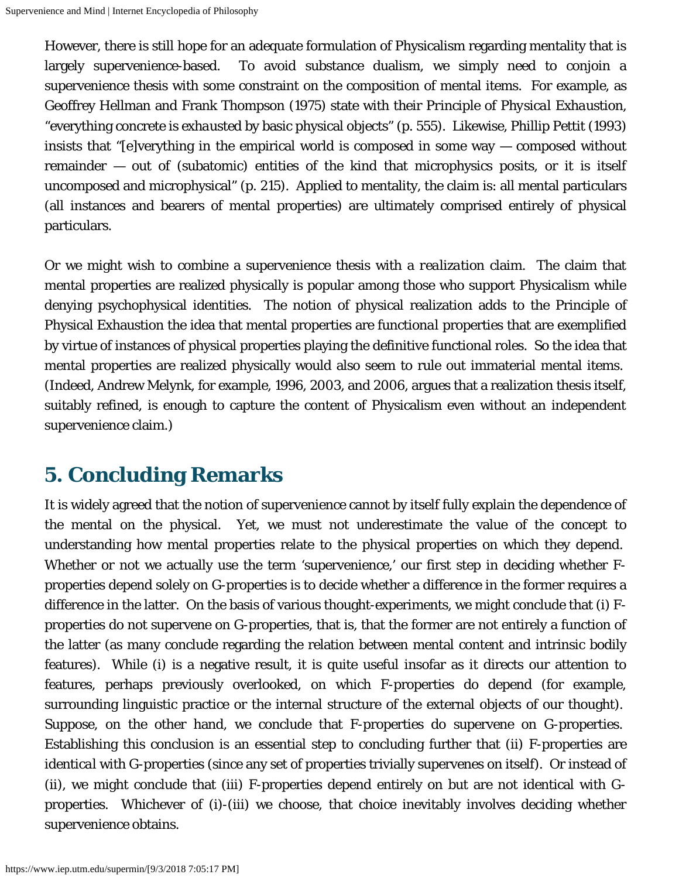However, there is still hope for an adequate formulation of Physicalism regarding mentality that is largely supervenience-based. To avoid substance dualism, we simply need to conjoin a supervenience thesis with some constraint on the composition of mental items. For example, as Geoffrey Hellman and Frank Thompson (1975) state with their *Principle of Physical Exhaustion*, "everything concrete is exhausted by basic physical objects" (p. 555). Likewise, Phillip Pettit (1993) insists that "[e]verything in the empirical world is composed in some way — composed without remainder — out of (subatomic) entities of the kind that microphysics posits, or it is itself uncomposed and microphysical" (p. 215). Applied to mentality, the claim is: all mental particulars (all instances and bearers of mental properties) are ultimately comprised entirely of physical particulars.

Or we might wish to combine a supervenience thesis with a *realization* claim. The claim that mental properties are realized physically is popular among those who support Physicalism while denying psychophysical identities. The notion of physical realization adds to the Principle of Physical Exhaustion the idea that mental properties are *functional* properties that are exemplified by virtue of instances of physical properties playing the definitive functional roles. So the idea that mental properties are realized physically would also seem to rule out immaterial mental items. (Indeed, Andrew Melynk, for example, 1996, 2003, and 2006, argues that a realization thesis itself, suitably refined, is enough to capture the content of Physicalism even without an independent supervenience claim.)

## 5. Concluding Remarks

It is widely agreed that the notion of supervenience cannot by itself fully explain the dependence of the mental on the physical. Yet, we must not underestimate the value of the concept to understanding how mental properties relate to the physical properties on which they depend. Whether or not we actually use the term 'supervenience,' our first step in deciding whether F-properties depend solely on G-properties is to decide whether a difference in the former requires a difference in the latter. On the basis of various thought-experiments, we might conclude that (i) F-properties do not supervene on G-properties, that is, that the former are not entirely a function of the latter (as many conclude regarding the relation between mental content and intrinsic bodily features). While (i) is a negative result, it is quite useful insofar as it directs our attention to features, perhaps previously overlooked, on which F-properties do depend (for example, surrounding linguistic practice or the internal structure of the external objects of our thought). Suppose, on the other hand, we conclude that F-properties do supervene on G-properties. Establishing this conclusion is an essential step to concluding further that (ii) F-properties are identical with G-properties (since any set of properties trivially supervenes on itself). Or instead of (ii), we might conclude that (iii) F-properties depend entirely on but are not identical with G-properties. Whichever of (i)-(iii) we choose, that choice inevitably involves deciding whether supervenience obtains.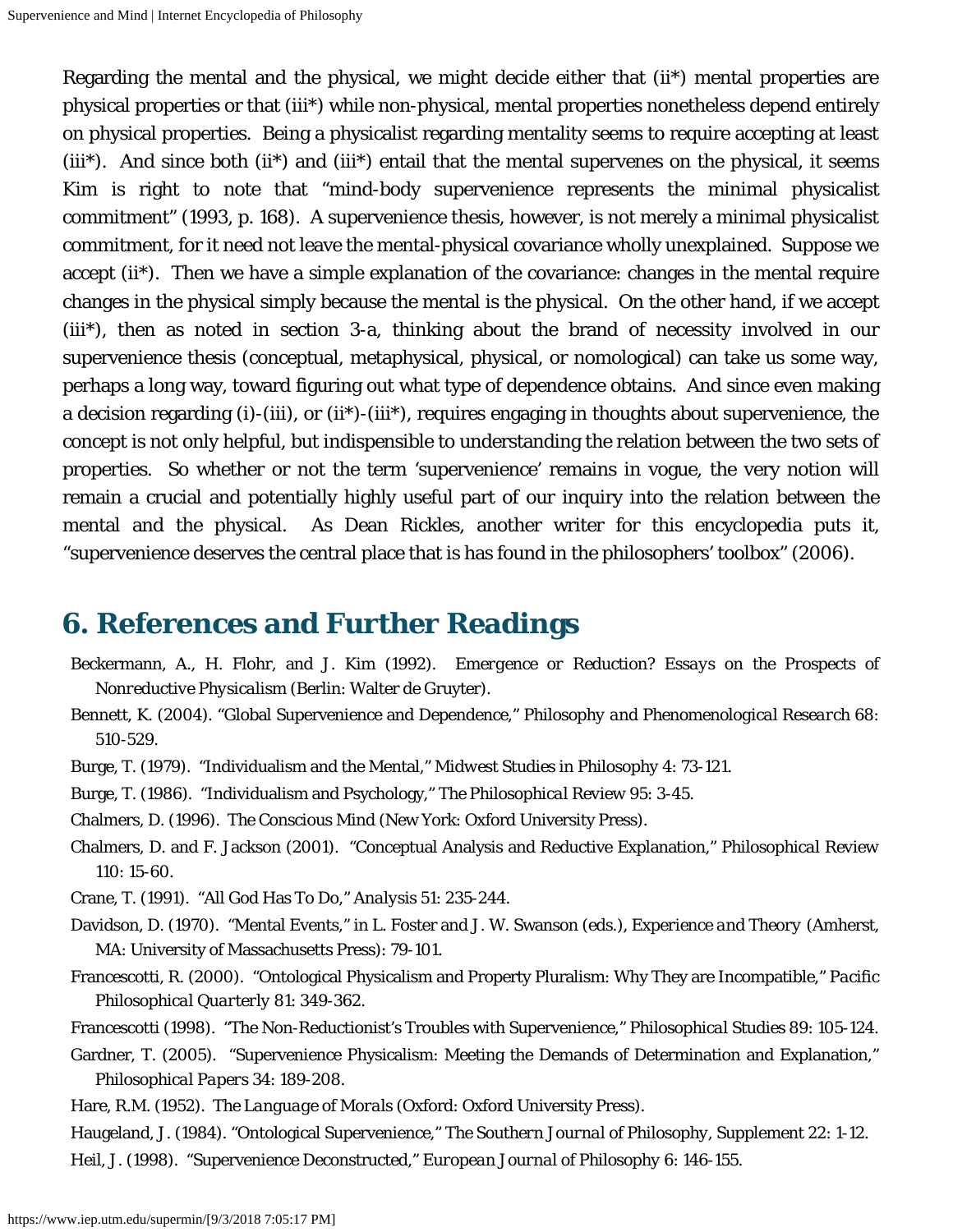Regarding the mental and the physical, we might decide either that (ii*) mental properties are physical properties or that (iii*) while non-physical, mental properties nonetheless depend entirely on physical properties. Being a physicalist regarding mentality seems to require accepting at least (iii*). And since both (ii*) and (iii*) entail that the mental supervenes on the physical, it seems Kim is right to note that "mind-body supervenience represents the minimal physicalist commitment" (1993, p. 168). A supervenience thesis, however, is not merely a minimal physicalist commitment, for it need not leave the mental-physical covariance wholly unexplained. Suppose we accept (ii*). Then we have a simple explanation of the covariance: changes in the mental require changes in the physical simply because the mental is the physical. On the other hand, if we accept (iii*), then as noted in section 3-a, thinking about the brand of necessity involved in our supervenience thesis (conceptual, metaphysical, physical, or nomological) can take us some way, perhaps a long way, toward figuring out what type of dependence obtains. And since even making a decision regarding (i)-(iii), or (ii*)-(iii*), requires engaging in thoughts about supervenience, the concept is not only helpful, but indispensible to understanding the relation between the two sets of properties. So whether or not the term 'supervenience' remains in vogue, the very notion will remain a crucial and potentially highly useful part of our inquiry into the relation between the mental and the physical. As Dean Rickles, another writer for this encyclopedia puts it, "supervenience deserves the central place that is has found in the philosophers' toolbox" (2006).

## 6. References and Further Readings

- Beckermann, A., H. Flohr, and J. Kim (1992). *Emergence or Reduction? Essays on the Prospects of Nonreductive Physicalism* (Berlin: Walter de Gruyter).
- Bennett, K. (2004). "Global Supervenience and Dependence," *Philosophy and Phenomenological Research* 68: 510-529.
- Burge, T. (1979). "Individualism and the Mental," Midwest Studies in Philosophy 4: 73-121.
- Burge, T. (1986). "Individualism and Psychology," *The Philosophical Review* 95: 3-45.
- Chalmers, D. (1996). The Conscious Mind (New York: Oxford University Press).
- Chalmers, D. and F. Jackson (2001). "Conceptual Analysis and Reductive Explanation," *Philosophical Review* 110: 15-60.
- Crane, T. (1991). "All God Has To Do," *Analysis* 51: 235-244.
- Davidson, D. (1970). "Mental Events," in L. Foster and J. W. Swanson (eds.), *Experience and Theory* (Amherst, MA: University of Massachusetts Press): 79-101.
- Francescotti, R. (2000). "Ontological Physicalism and Property Pluralism: Why They are Incompatible," *Pacific Philosophical Quarterly* 81: 349-362.
- Francescotti (1998). "The Non-Reductionist's Troubles with Supervenience," *Philosophical Studies* 89: 105-124.
- Gardner, T. (2005). "Supervenience Physicalism: Meeting the Demands of Determination and Explanation," *Philosophical Papers* 34: 189-208.
- Hare, R.M. (1952). *The Language of Morals* (Oxford: Oxford University Press).
- Haugeland, J. (1984). "Ontological Supervenience," *The Southern Journal of Philosophy*, Supplement 22: 1-12.
- Heil, J. (1998). "Supervenience Deconstructed," *European Journal of Philosophy* 6: 146-155.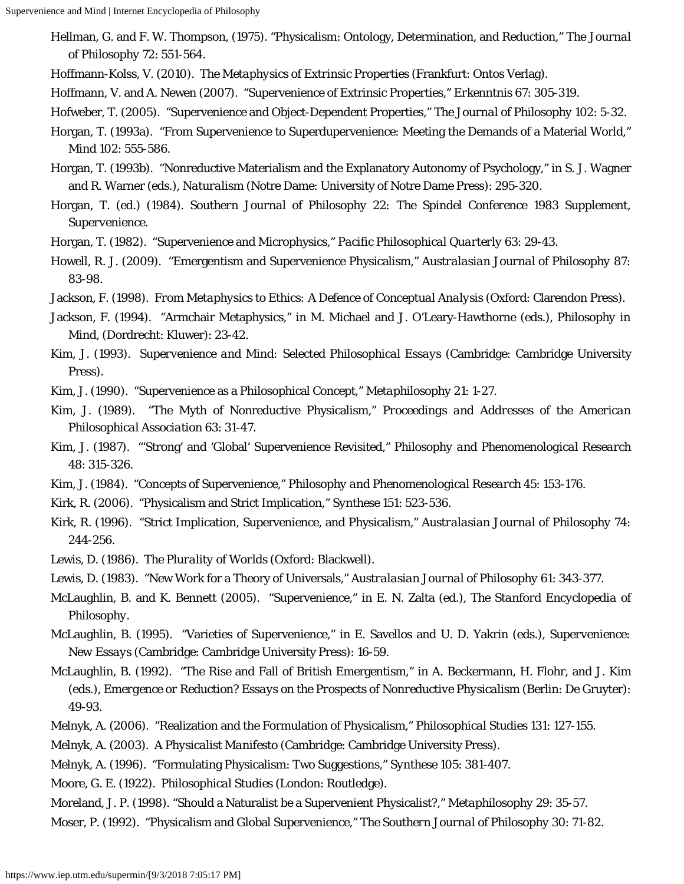Hellman, G. and F. W. Thompson, (1975). "Physicalism: Ontology, Determination, and Reduction," *The Journal of Philosophy* 72: 551-564.

Hoffmann-Kolss, V. (2010). *The Metaphysics of Extrinsic Properties* (Frankfurt: Ontos Verlag).

Hoffmann, V. and A. Newen (2007). "Supervenience of Extrinsic Properties," *Erkenntnis* 67: 305-319.

Hofweber, T. (2005). "Supervenience and Object-Dependent Properties," *The Journal of Philosophy* 102: 5-32.

Horgan, T. (1993a). "From Supervenience to Superdupervenience: Meeting the Demands of a Material World," *Mind* 102: 555-586.

Horgan, T. (1993b). "Nonreductive Materialism and the Explanatory Autonomy of Psychology," in S. J. Wagner and R. Warner (eds.), *Naturalism* (Notre Dame: University of Notre Dame Press): 295-320.

Horgan, T. (ed.) (1984). *Southern Journal of Philosophy* 22: *The Spindel Conference 1983 Supplement, Supervenience.*

Horgan, T. (1982). "Supervenience and Microphysics," *Pacific Philosophical Quarterly* 63: 29-43.

Howell, R. J. (2009). "Emergentism and Supervenience Physicalism," *Australasian Journal of Philosophy* 87: 83-98.

Jackson, F. (1998). *From Metaphysics to Ethics: A Defence of Conceptual Analysis* (Oxford: Clarendon Press).

Jackson, F. (1994). "Armchair Metaphysics," in M. Michael and J. O'Leary-Hawthorne (eds.), *Philosophy in Mind*, (Dordrecht: Kluwer): 23-42.

Kim, J. (1993). *Supervenience and Mind: Selected Philosophical Essays* (Cambridge: Cambridge University Press).

Kim, J. (1990). "Supervenience as a Philosophical Concept," *Metaphilosophy* 21: 1-27.

Kim, J. (1989). "The Myth of Nonreductive Physicalism," *Proceedings and Addresses of the American Philosophical Association* 63: 31-47.

Kim, J. (1987). "'Strong' and 'Global' Supervenience Revisited," *Philosophy and Phenomenological Research* 48: 315-326.

Kim, J. (1984). "Concepts of Supervenience," *Philosophy and Phenomenological Research* 45: 153-176.

Kirk, R. (2006). "Physicalism and Strict Implication," *Synthese* 151: 523-536.

Kirk, R. (1996). "Strict Implication, Supervenience, and Physicalism," *Australasian Journal of Philosophy* 74: 244-256.

Lewis, D. (1986). *The Plurality of Worlds* (Oxford: Blackwell).

Lewis, D. (1983). "New Work for a Theory of Universals," *Australasian Journal of Philosophy* 61: 343-377.

McLaughlin, B. and K. Bennett (2005). "Supervenience," in E. N. Zalta (ed.), *The Stanford Encyclopedia of Philosophy*.

McLaughlin, B. (1995). "Varieties of Supervenience," in E. Savellos and U. D. Yakrin (eds.), *Supervenience: New Essays* (Cambridge: Cambridge University Press): 16-59.

McLaughlin, B. (1992). "The Rise and Fall of British Emergentism," in A. Beckermann, H. Flohr, and J. Kim (eds.), *Emergence or Reduction? Essays on the Prospects of Nonreductive Physicalism* (Berlin: De Gruyter): 49-93.

Melnyk, A. (2006). "Realization and the Formulation of Physicalism," *Philosophical Studies* 131: 127-155.

Melnyk, A. (2003). *A Physicalist Manifesto* (Cambridge: Cambridge University Press).

Melnyk, A. (1996). "Formulating Physicalism: Two Suggestions," *Synthese* 105: 381-407.

Moore, G. E. (1922). *Philosophical Studies* (London: Routledge).

Moreland, J. P. (1998). "Should a Naturalist be a Supervenient Physicalist?," *Metaphilosophy* 29: 35-57.

Moser, P. (1992). "Physicalism and Global Supervenience," *The Southern Journal of Philosophy* 30: 71-82.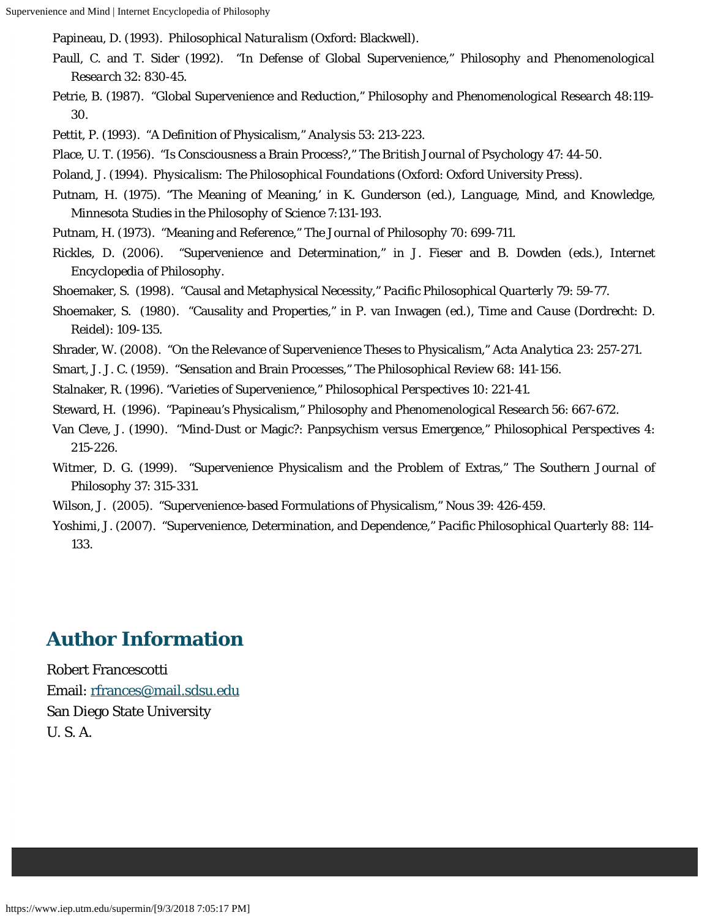Papineau, D. (1993). *Philosophical Naturalism* (Oxford: Blackwell).

Paull, C. and T. Sider (1992). "In Defense of Global Supervenience," *Philosophy and Phenomenological Research* 32: 830-45.

Petrie, B. (1987). "Global Supervenience and Reduction," *Philosophy and Phenomenological Research* 48:119-30.

Pettit, P. (1993). "A Definition of Physicalism," *Analysis* 53: 213-223.

Place, U. T. (1956). "Is Consciousness a Brain Process?," *The British Journal of Psychology* 47: 44-50.

Poland, J. (1994). *Physicalism: The Philosophical Foundations* (Oxford: Oxford University Press).

Putnam, H. (1975). "The Meaning of Meaning,' in K. Gunderson (ed.), *Language, Mind, and Knowledge*, Minnesota Studies in the Philosophy of Science 7:131-193.

Putnam, H. (1973). "Meaning and Reference," *The Journal of Philosophy* 70: 699-711.

Rickles, D. (2006). "Supervenience and Determination," in J. Fieser and B. Dowden (eds.), *Internet Encyclopedia of Philosophy*.

Shoemaker, S. (1998). "Causal and Metaphysical Necessity," *Pacific Philosophical Quarterly* 79: 59-77.

Shoemaker, S. (1980). "Causality and Properties," in P. van Inwagen (ed.), *Time and Cause* (Dordrecht: D. Reidel): 109-135.

Shrader, W. (2008). "On the Relevance of Supervenience Theses to Physicalism," *Acta Analytica* 23: 257-271.

Smart, J. J. C. (1959). "Sensation and Brain Processes," *The Philosophical Review* 68: 141-156.

Stalnaker, R. (1996). "Varieties of Supervenience," *Philosophical Perspectives* 10: 221-41.

Steward, H. (1996). "Papineau's Physicalism," *Philosophy and Phenomenological Research* 56: 667-672.

Van Cleve, J. (1990). "Mind-Dust or Magic?: Panpsychism versus Emergence," *Philosophical Perspectives* 4: 215-226.

Witmer, D. G. (1999). "Supervenience Physicalism and the Problem of Extras," *The Southern Journal of Philosophy* 37: 315-331.

Wilson, J. (2005). "Supervenience-based Formulations of Physicalism," *Nous* 39: 426-459.

Yoshimi, J. (2007). "Supervenience, Determination, and Dependence," *Pacific Philosophical Quarterly* 88: 114-133.

## Author Information

Robert Francescotti
Email: rfrances@mail.sdsu.edu
San Diego State University
U. S. A.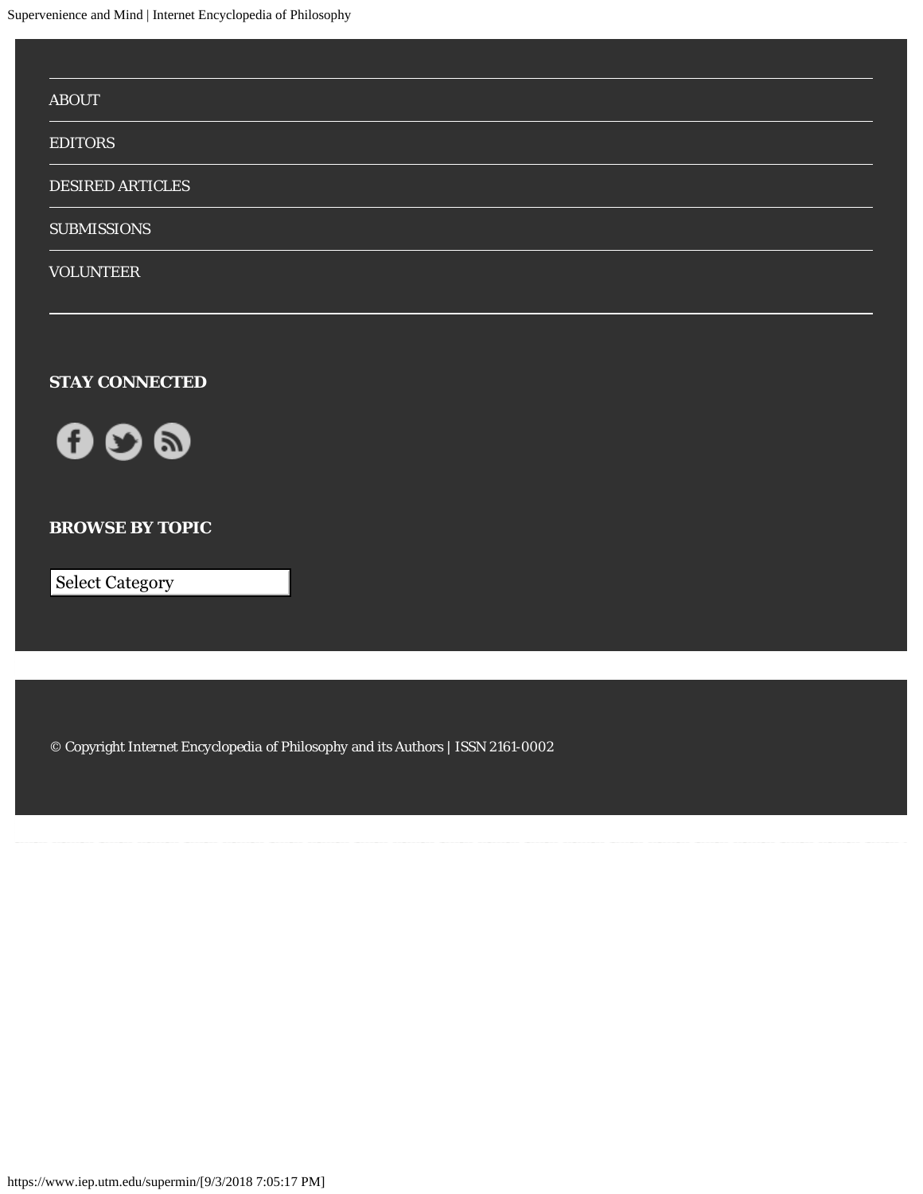ABOUT

EDITORS

DESIRED ARTICLES

SUBMISSIONS

VOLUNTEER

**STAY CONNECTED**

**BROWSE BY TOPIC**

Select Category

© Copyright Internet Encyclopedia of Philosophy and its Authors | ISSN 2161-0002